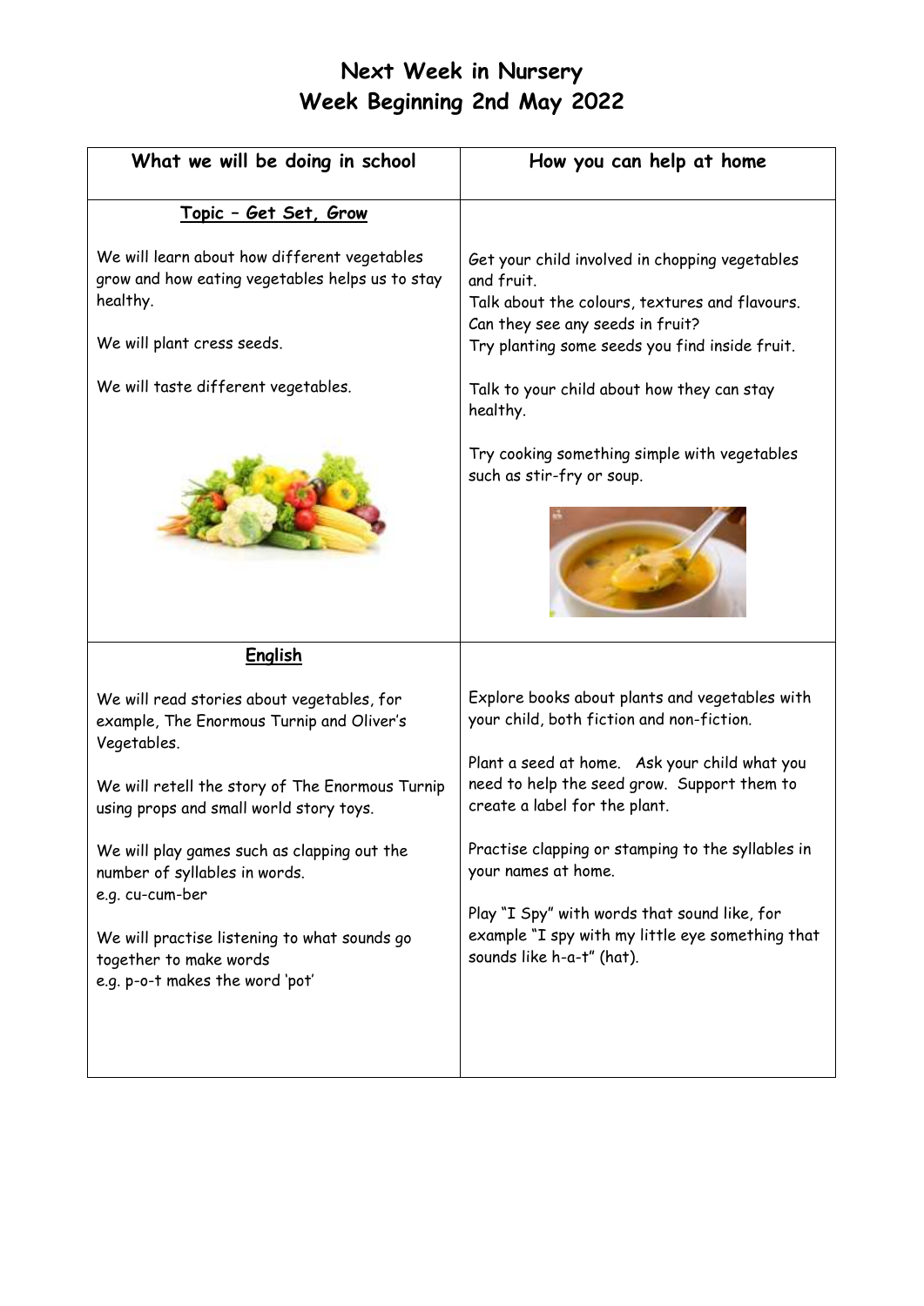# Next Week in Nursery
# Week Beginning 2nd May 2022

| What we will be doing in school | How you can help at home |
| --- | --- |
| **Topic – Get Set, Grow**<br><br>We will learn about how different vegetables grow and how eating vegetables helps us to stay healthy.<br><br>We will plant cress seeds.<br><br>We will taste different vegetables. | Get your child involved in chopping vegetables and fruit.<br>Talk about the colours, textures and flavours.<br>Can they see any seeds in fruit?<br>Try planting some seeds you find inside fruit.<br><br>Talk to your child about how they can stay healthy.<br><br>Try cooking something simple with vegetables such as stir-fry or soup. |
| **English**<br><br>We will read stories about vegetables, for example, The Enormous Turnip and Oliver's Vegetables.<br><br>We will retell the story of The Enormous Turnip using props and small world story toys.<br><br>We will play games such as clapping out the number of syllables in words.<br>e.g. cu-cum-ber<br><br>We will practise listening to what sounds go together to make words<br>e.g. p-o-t makes the word 'pot' | Explore books about plants and vegetables with your child, both fiction and non-fiction.<br><br>Plant a seed at home. Ask your child what you need to help the seed grow. Support them to create a label for the plant.<br><br>Practise clapping or stamping to the syllables in your names at home.<br><br>Play "I Spy" with words that sound like, for example "I spy with my little eye something that sounds like h-a-t" (hat). |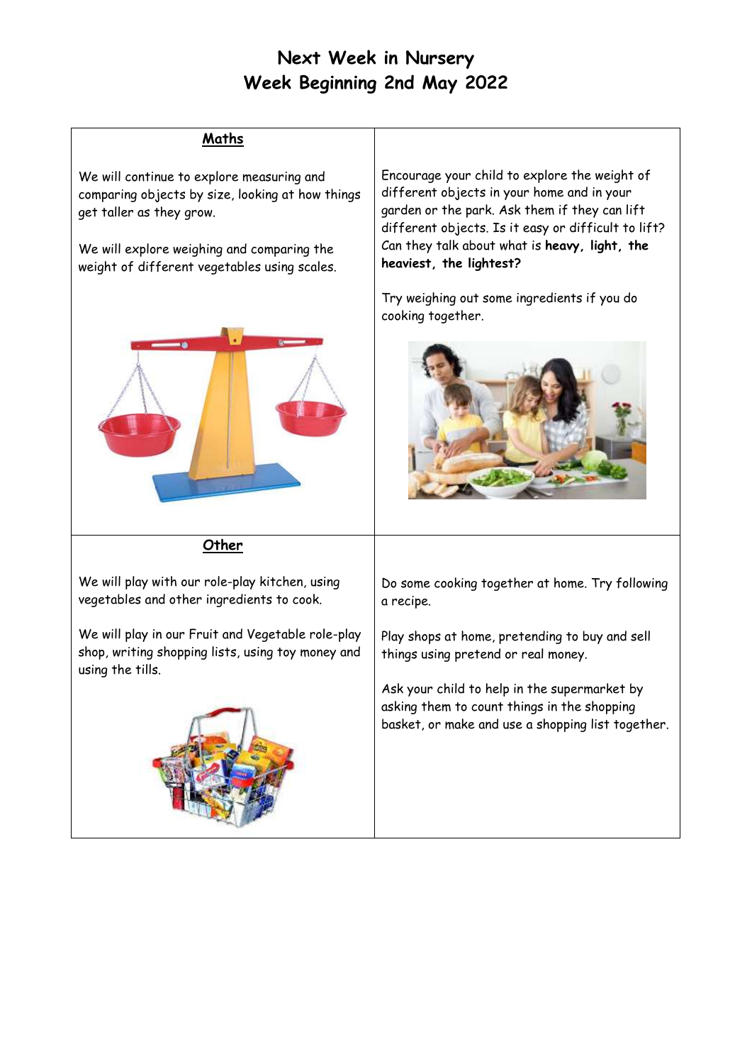# Next Week in Nursery
# Week Beginning 2nd May 2022

| **Maths** | |
| --- | --- |
| We will continue to explore measuring and comparing objects by size, looking at how things get taller as they grow.<br><br>We will explore weighing and comparing the weight of different vegetables using scales. | Encourage your child to explore the weight of different objects in your home and in your garden or the park. Ask them if they can lift different objects. Is it easy or difficult to lift? Can they talk about what is **heavy, light, the heaviest, the lightest?**<br><br>Try weighing out some ingredients if you do cooking together. |
| **Other** | |
| We will play with our role-play kitchen, using vegetables and other ingredients to cook.<br><br>We will play in our Fruit and Vegetable role-play shop, writing shopping lists, using toy money and using the tills. | Do some cooking together at home. Try following a recipe.<br><br>Play shops at home, pretending to buy and sell things using pretend or real money.<br><br>Ask your child to help in the supermarket by asking them to count things in the shopping basket, or make and use a shopping list together. |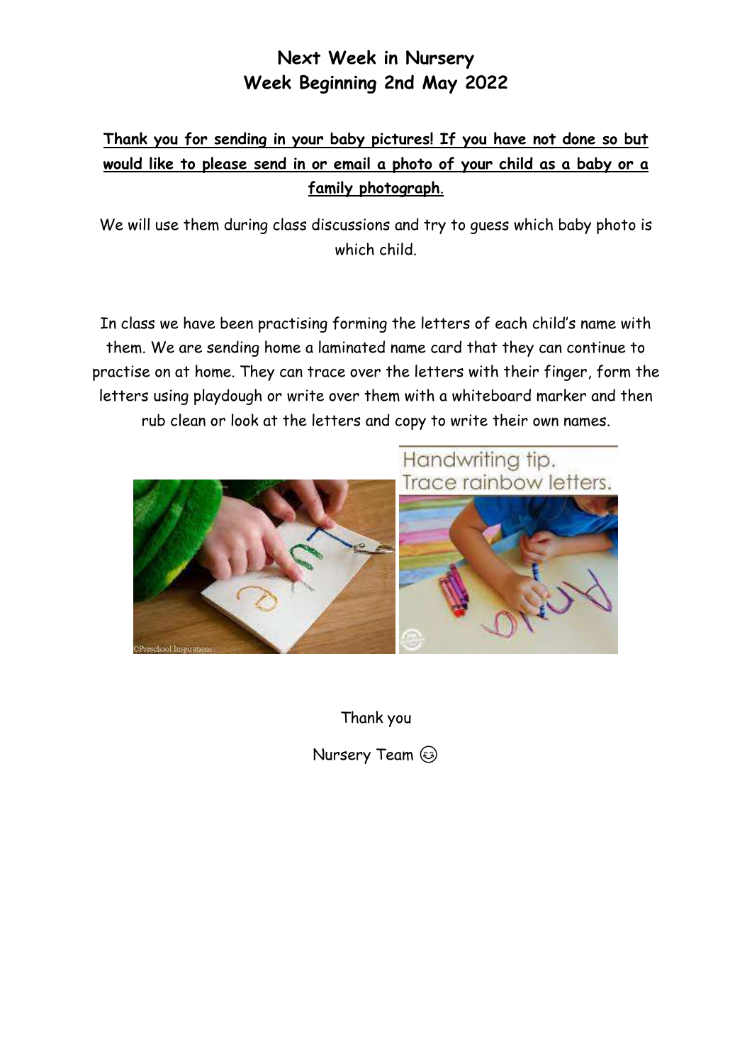# Next Week in Nursery
## Week Beginning 2nd May 2022

**Thank you for sending in your baby pictures! If you have not done so but would like to please send in or email a photo of your child as a baby or a family photograph.**

We will use them during class discussions and try to guess which baby photo is which child.

In class we have been practising forming the letters of each child's name with them. We are sending home a laminated name card that they can continue to practise on at home. They can trace over the letters with their finger, form the letters using playdough or write over them with a whiteboard marker and then rub clean or look at the letters and copy to write their own names.

Thank you

Nursery Team ☺